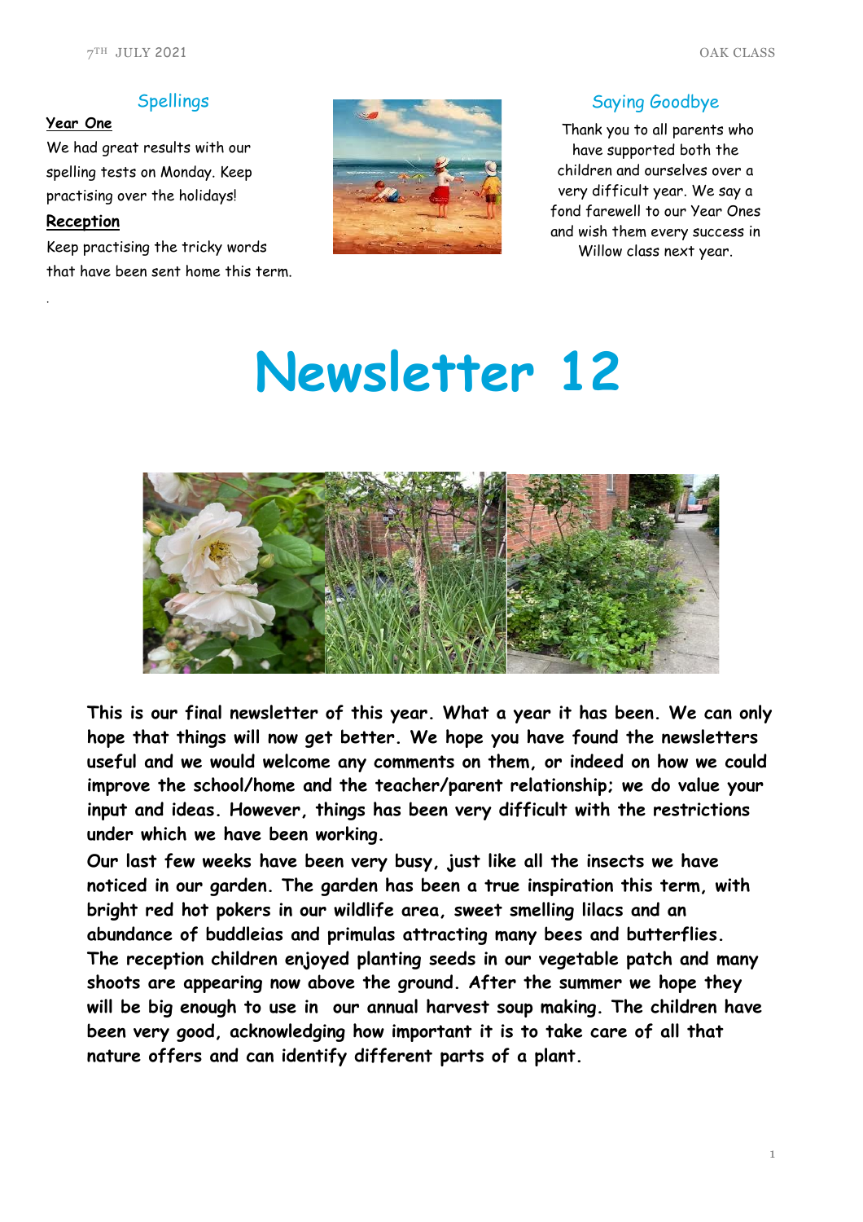## Spellings

**Year One**

We had great results with our spelling tests on Monday. Keep practising over the holidays!

**Reception**

Keep practising the tricky words that have been sent home this term.

## Saying Goodbye

Thank you to all parents who have supported both the children and ourselves over a very difficult year. We say a fond farewell to our Year Ones and wish them every success in Willow class next year.

# Newsletter 12

**This is our final newsletter of this year. What a year it has been. We can only hope that things will now get better. We hope you have found the newsletters useful and we would welcome any comments on them, or indeed on how we could improve the school/home and the teacher/parent relationship; we do value your input and ideas. However, things has been very difficult with the restrictions under which we have been working.**

**Our last few weeks have been very busy, just like all the insects we have noticed in our garden. The garden has been a true inspiration this term, with bright red hot pokers in our wildlife area, sweet smelling lilacs and an abundance of buddleias and primulas attracting many bees and butterflies. The reception children enjoyed planting seeds in our vegetable patch and many shoots are appearing now above the ground. After the summer we hope they will be big enough to use in our annual harvest soup making. The children have been very good, acknowledging how important it is to take care of all that nature offers and can identify different parts of a plant.**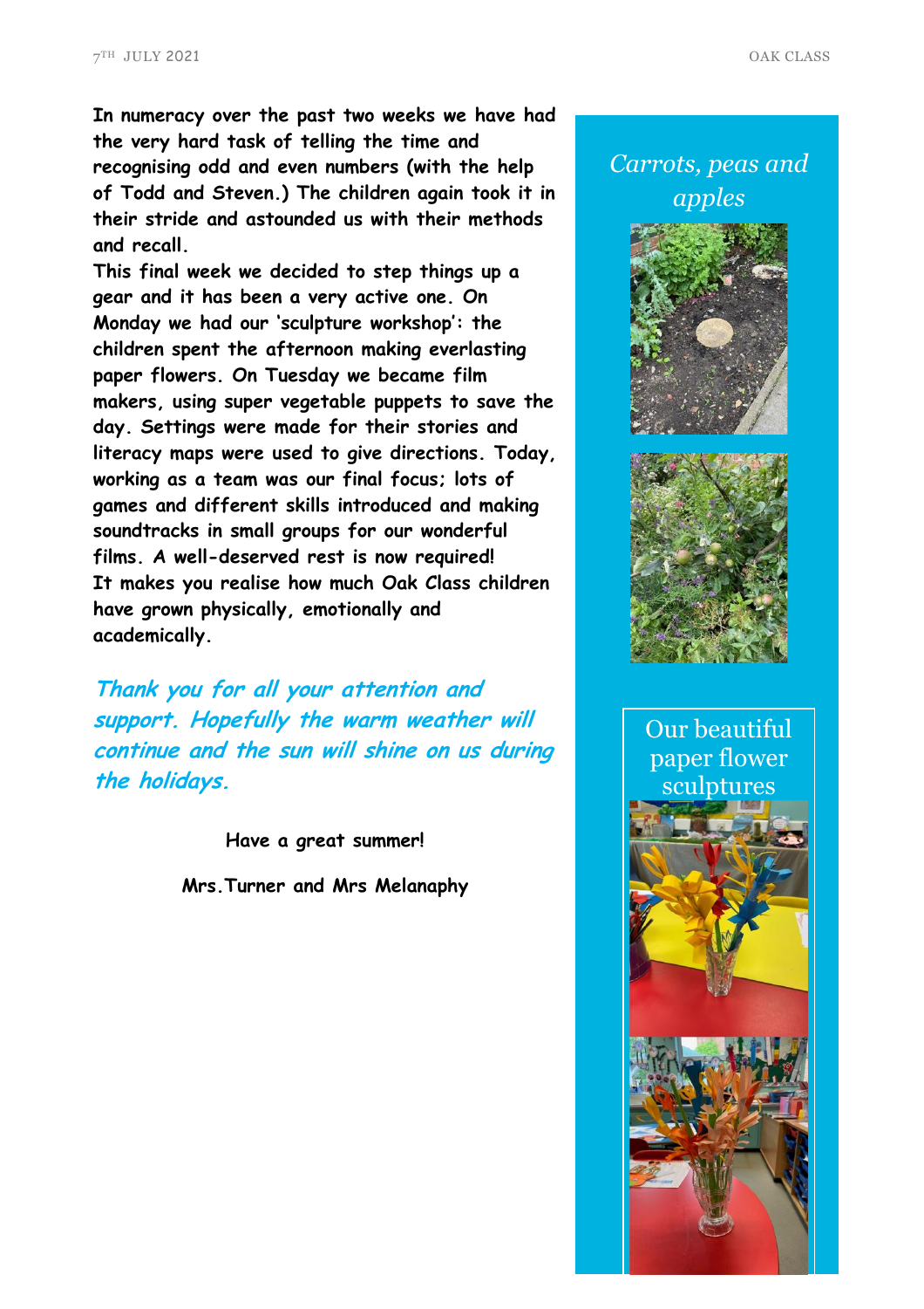**In numeracy over the past two weeks we have had the very hard task of telling the time and recognising odd and even numbers (with the help of Todd and Steven.) The children again took it in their stride and astounded us with their methods and recall.**

**This final week we decided to step things up a gear and it has been a very active one. On Monday we had our 'sculpture workshop': the children spent the afternoon making everlasting paper flowers. On Tuesday we became film makers, using super vegetable puppets to save the day. Settings were made for their stories and literacy maps were used to give directions. Today, working as a team was our final focus; lots of games and different skills introduced and making soundtracks in small groups for our wonderful films. A well-deserved rest is now required!**

**It makes you realise how much Oak Class children have grown physically, emotionally and academically.**

***Thank you for all your attention and support. Hopefully the warm weather will continue and the sun will shine on us during the holidays.***

**Have a great summer!**

**Mrs.Turner and Mrs Melanaphy**

*Carrots, peas and apples*

Our beautiful paper flower sculptures